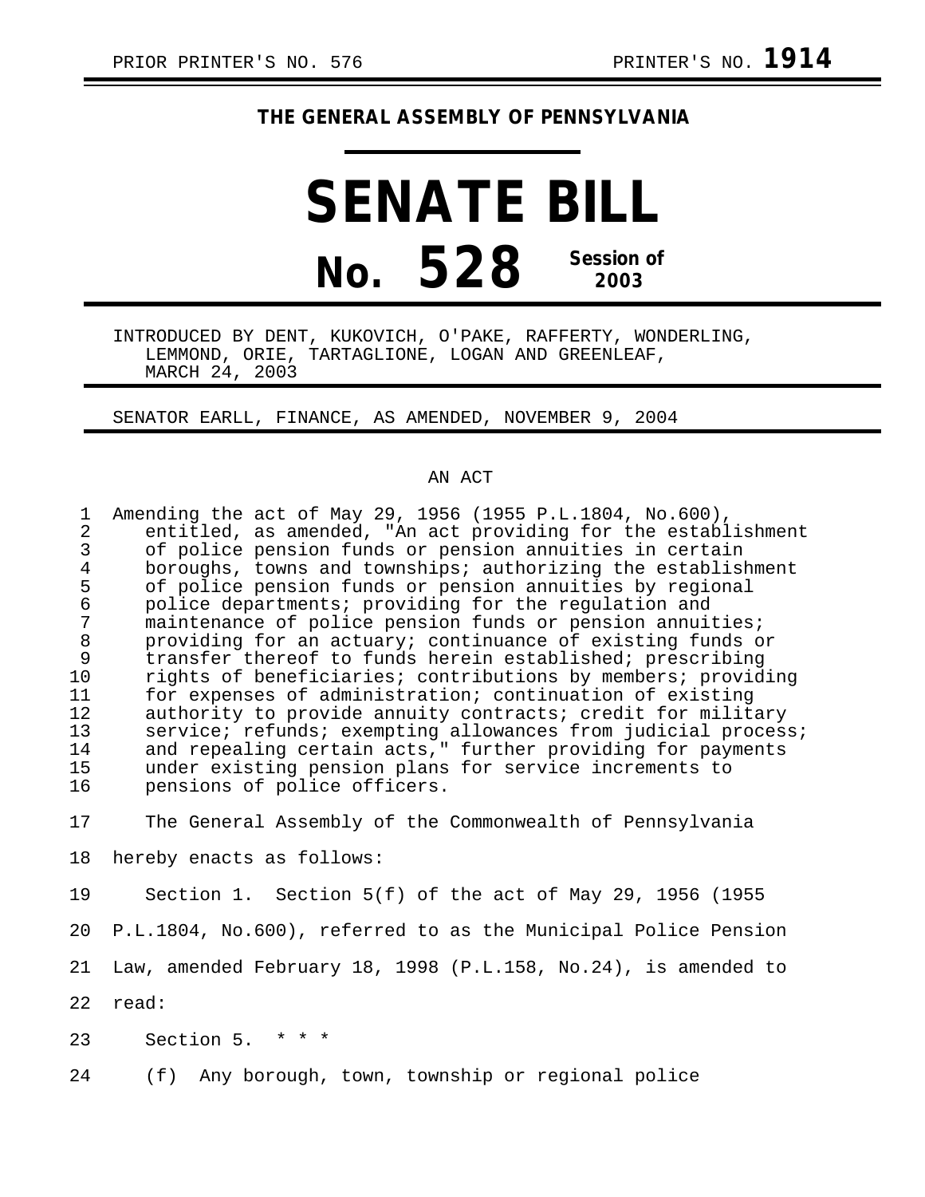PRIOR PRINTER'S NO. 576 PRINTER'S NO. **1914**

**THE GENERAL ASSEMBLY OF PENNSYLVANIA**

# SENATE BILL

# No. 528 Session of 2003

INTRODUCED BY DENT, KUKOVICH, O'PAKE, RAFFERTY, WONDERLING, LEMMOND, ORIE, TARTAGLIONE, LOGAN AND GREENLEAF, MARCH 24, 2003

SENATOR EARLL, FINANCE, AS AMENDED, NOVEMBER 9, 2004

AN ACT

Amending the act of May 29, 1956 (1955 P.L.1804, No.600), entitled, as amended, "An act providing for the establishment of police pension funds or pension annuities in certain boroughs, towns and townships; authorizing the establishment of police pension funds or pension annuities by regional police departments; providing for the regulation and maintenance of police pension funds or pension annuities; providing for an actuary; continuance of existing funds or transfer thereof to funds herein established; prescribing rights of beneficiaries; contributions by members; providing for expenses of administration; continuation of existing authority to provide annuity contracts; credit for military service; refunds; exempting allowances from judicial process; and repealing certain acts," further providing for payments under existing pension plans for service increments to pensions of police officers.

The General Assembly of the Commonwealth of Pennsylvania hereby enacts as follows:

Section 1. Section 5(f) of the act of May 29, 1956 (1955 P.L.1804, No.600), referred to as the Municipal Police Pension Law, amended February 18, 1998 (P.L.158, No.24), is amended to read:

Section 5. * * *

(f) Any borough, town, township or regional police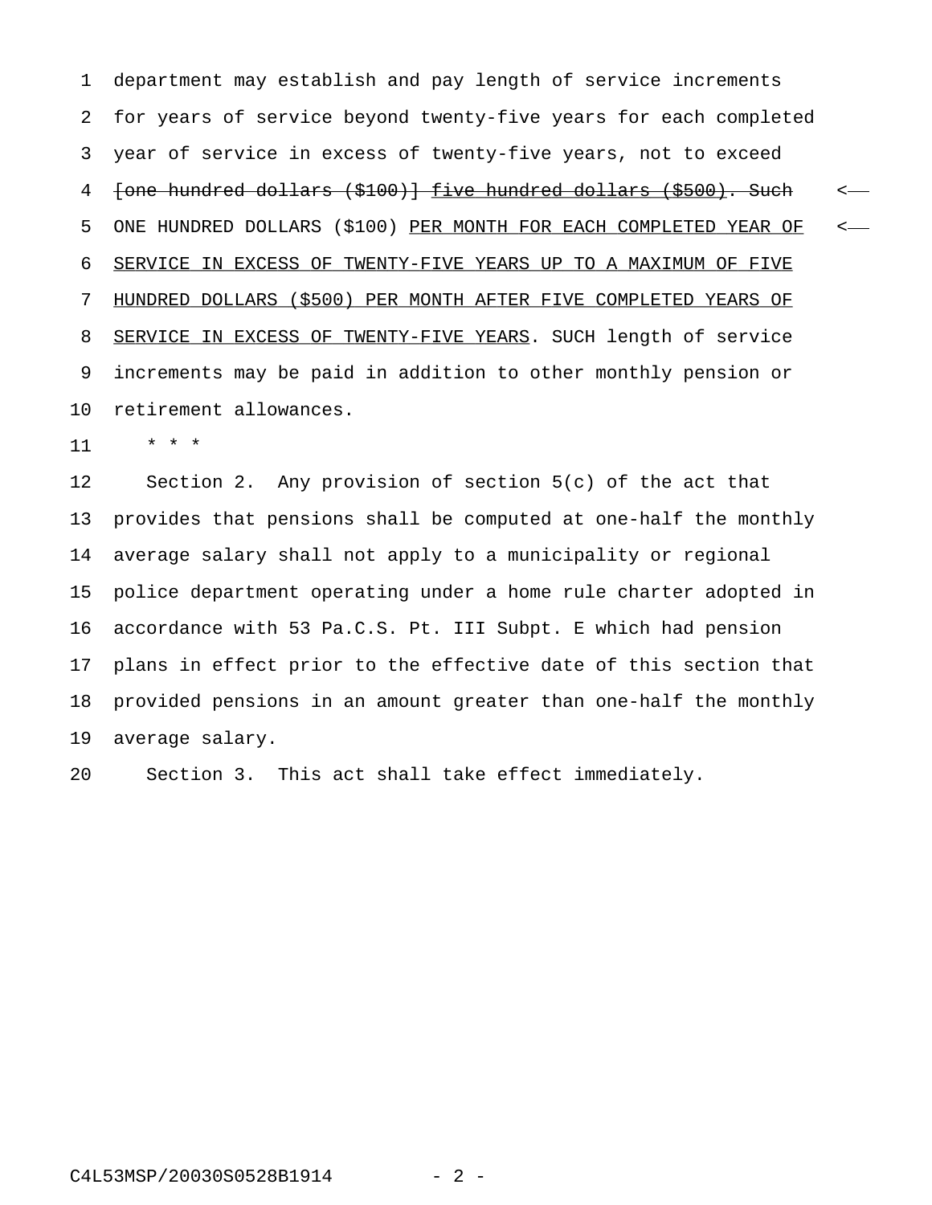department may establish and pay length of service increments for years of service beyond twenty-five years for each completed year of service in excess of twenty-five years, not to exceed ~~[one hundred dollars ($100)] five hundred dollars ($500). Such~~ ONE HUNDRED DOLLARS ($100) PER MONTH FOR EACH COMPLETED YEAR OF SERVICE IN EXCESS OF TWENTY-FIVE YEARS UP TO A MAXIMUM OF FIVE HUNDRED DOLLARS ($500) PER MONTH AFTER FIVE COMPLETED YEARS OF SERVICE IN EXCESS OF TWENTY-FIVE YEARS. SUCH length of service increments may be paid in addition to other monthly pension or retirement allowances.

* * *

Section 2. Any provision of section 5(c) of the act that provides that pensions shall be computed at one-half the monthly average salary shall not apply to a municipality or regional police department operating under a home rule charter adopted in accordance with 53 Pa.C.S. Pt. III Subpt. E which had pension plans in effect prior to the effective date of this section that provided pensions in an amount greater than one-half the monthly average salary.

Section 3. This act shall take effect immediately.